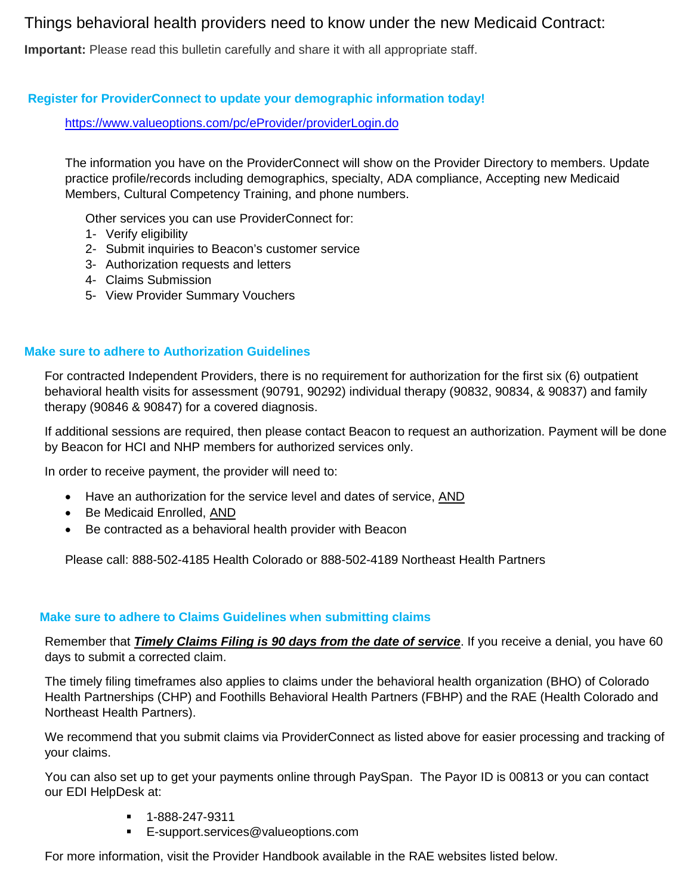# Things behavioral health providers need to know under the new Medicaid Contract:

**Important:** Please read this bulletin carefully and share it with all appropriate staff.

## Register for ProviderConnect to update your demographic information today!

https://www.valueoptions.com/pc/eProvider/providerLogin.do

The information you have on the ProviderConnect will show on the Provider Directory to members. Update practice profile/records including demographics, specialty, ADA compliance, Accepting new Medicaid Members, Cultural Competency Training, and phone numbers.

Other services you can use ProviderConnect for:

1- Verify eligibility
2- Submit inquiries to Beacon's customer service
3- Authorization requests and letters
4- Claims Submission
5- View Provider Summary Vouchers

## Make sure to adhere to Authorization Guidelines

For contracted Independent Providers, there is no requirement for authorization for the first six (6) outpatient behavioral health visits for assessment (90791, 90292) individual therapy (90832, 90834, & 90837) and family therapy (90846 & 90847) for a covered diagnosis.

If additional sessions are required, then please contact Beacon to request an authorization. Payment will be done by Beacon for HCI and NHP members for authorized services only.

In order to receive payment, the provider will need to:

- Have an authorization for the service level and dates of service, <u>AND</u>
- Be Medicaid Enrolled, <u>AND</u>
- Be contracted as a behavioral health provider with Beacon

Please call: 888-502-4185 Health Colorado or 888-502-4189 Northeast Health Partners

## Make sure to adhere to Claims Guidelines when submitting claims

Remember that ***<u>Timely Claims Filing is 90 days from the date of service</u>***. If you receive a denial, you have 60 days to submit a corrected claim.

The timely filing timeframes also applies to claims under the behavioral health organization (BHO) of Colorado Health Partnerships (CHP) and Foothills Behavioral Health Partners (FBHP) and the RAE (Health Colorado and Northeast Health Partners).

We recommend that you submit claims via ProviderConnect as listed above for easier processing and tracking of your claims.

You can also set up to get your payments online through PaySpan. The Payor ID is 00813 or you can contact our EDI HelpDesk at:

- 1-888-247-9311
- E-support.services@valueoptions.com

For more information, visit the Provider Handbook available in the RAE websites listed below.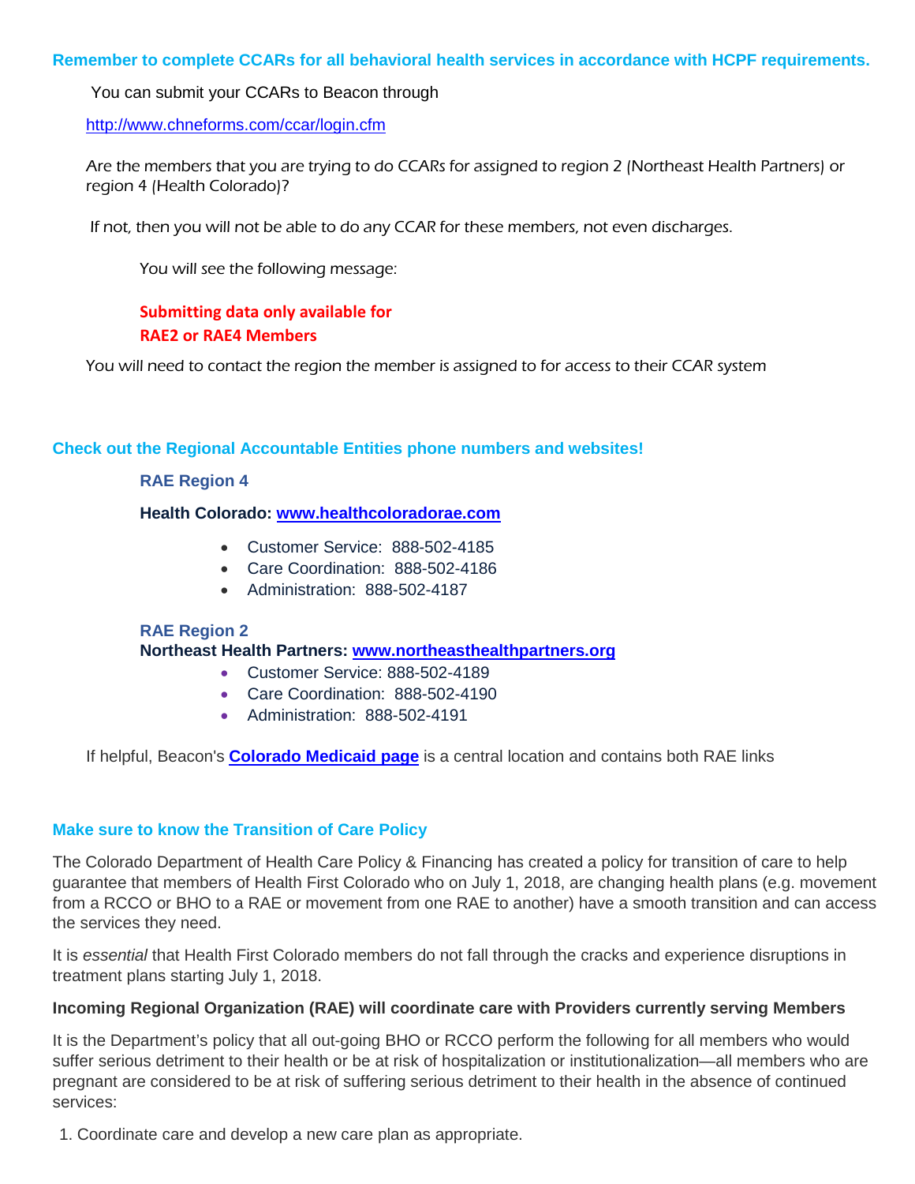### Remember to complete CCARs for all behavioral health services in accordance with HCPF requirements.

You can submit your CCARs to Beacon through

http://www.chneforms.com/ccar/login.cfm

*Are the members that you are trying to do CCARs for assigned to region 2 (Northeast Health Partners) or region 4 (Health Colorado)?*

*If not, then you will not be able to do any CCAR for these members, not even discharges.*

*You will see the following message:*

**Submitting data only available for RAE2 or RAE4 Members**

*You will need to contact the region the member is assigned to for access to their CCAR system*

### Check out the Regional Accountable Entities phone numbers and websites!

#### RAE Region 4

**Health Colorado: www.healthcoloradorae.com**

- Customer Service: 888-502-4185
- Care Coordination: 888-502-4186
- Administration: 888-502-4187

#### RAE Region 2

**Northeast Health Partners: www.northeasthealthpartners.org**

- Customer Service: 888-502-4189
- Care Coordination: 888-502-4190
- Administration: 888-502-4191

If helpful, Beacon's **Colorado Medicaid page** is a central location and contains both RAE links

### Make sure to know the Transition of Care Policy

The Colorado Department of Health Care Policy & Financing has created a policy for transition of care to help guarantee that members of Health First Colorado who on July 1, 2018, are changing health plans (e.g. movement from a RCCO or BHO to a RAE or movement from one RAE to another) have a smooth transition and can access the services they need.

It is *essential* that Health First Colorado members do not fall through the cracks and experience disruptions in treatment plans starting July 1, 2018.

**Incoming Regional Organization (RAE) will coordinate care with Providers currently serving Members**

It is the Department's policy that all out-going BHO or RCCO perform the following for all members who would suffer serious detriment to their health or be at risk of hospitalization or institutionalization—all members who are pregnant are considered to be at risk of suffering serious detriment to their health in the absence of continued services:

1. Coordinate care and develop a new care plan as appropriate.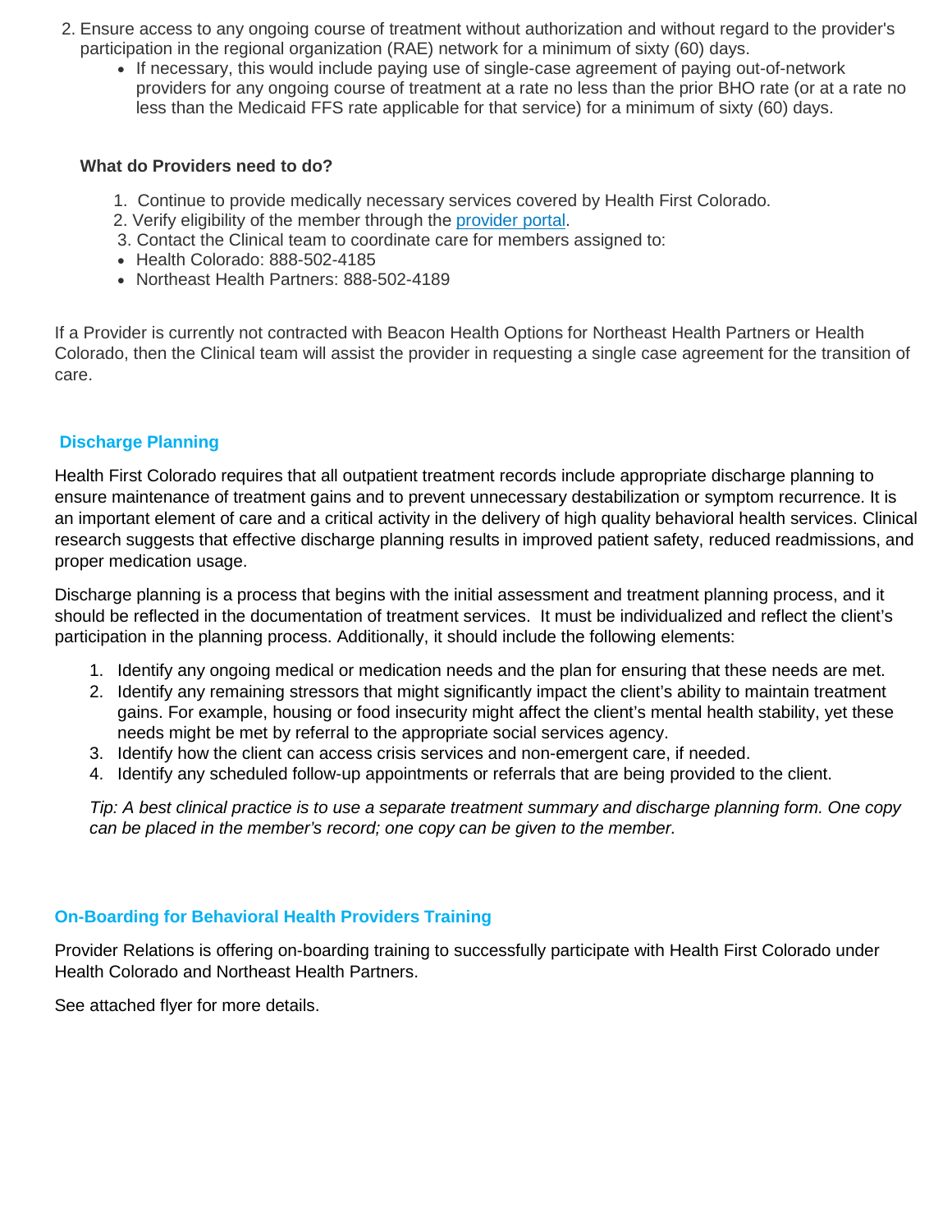2. Ensure access to any ongoing course of treatment without authorization and without regard to the provider's participation in the regional organization (RAE) network for a minimum of sixty (60) days.
   - If necessary, this would include paying use of single-case agreement of paying out-of-network providers for any ongoing course of treatment at a rate no less than the prior BHO rate (or at a rate no less than the Medicaid FFS rate applicable for that service) for a minimum of sixty (60) days.

**What do Providers need to do?**

1. Continue to provide medically necessary services covered by Health First Colorado.
2. Verify eligibility of the member through the [provider portal](provider portal).
3. Contact the Clinical team to coordinate care for members assigned to:

- Health Colorado: 888-502-4185
- Northeast Health Partners: 888-502-4189

If a Provider is currently not contracted with Beacon Health Options for Northeast Health Partners or Health Colorado, then the Clinical team will assist the provider in requesting a single case agreement for the transition of care.

## Discharge Planning

Health First Colorado requires that all outpatient treatment records include appropriate discharge planning to ensure maintenance of treatment gains and to prevent unnecessary destabilization or symptom recurrence. It is an important element of care and a critical activity in the delivery of high quality behavioral health services. Clinical research suggests that effective discharge planning results in improved patient safety, reduced readmissions, and proper medication usage.

Discharge planning is a process that begins with the initial assessment and treatment planning process, and it should be reflected in the documentation of treatment services. It must be individualized and reflect the client's participation in the planning process. Additionally, it should include the following elements:

1. Identify any ongoing medical or medication needs and the plan for ensuring that these needs are met.
2. Identify any remaining stressors that might significantly impact the client's ability to maintain treatment gains. For example, housing or food insecurity might affect the client's mental health stability, yet these needs might be met by referral to the appropriate social services agency.
3. Identify how the client can access crisis services and non-emergent care, if needed.
4. Identify any scheduled follow-up appointments or referrals that are being provided to the client.

*Tip: A best clinical practice is to use a separate treatment summary and discharge planning form. One copy can be placed in the member's record; one copy can be given to the member.*

## On-Boarding for Behavioral Health Providers Training

Provider Relations is offering on-boarding training to successfully participate with Health First Colorado under Health Colorado and Northeast Health Partners.

See attached flyer for more details.